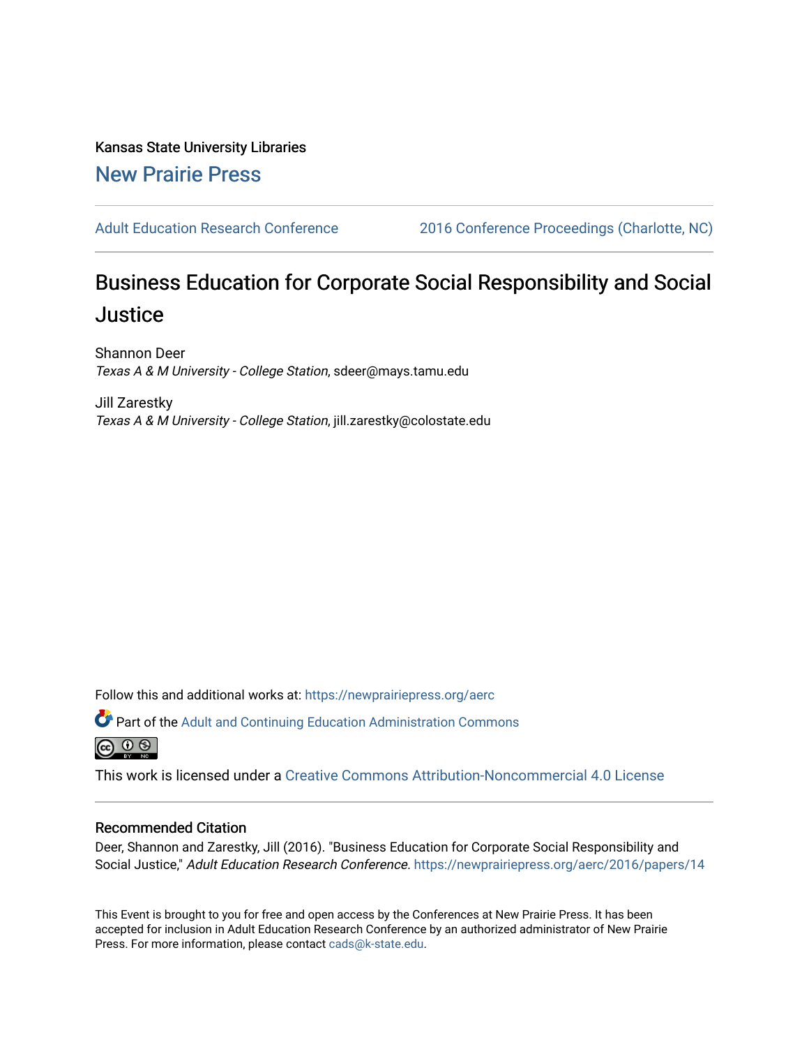Kansas State University Libraries

New Prairie Press

Adult Education Research Conference | 2016 Conference Proceedings (Charlotte, NC)

# Business Education for Corporate Social Responsibility and Social Justice

Shannon Deer
*Texas A & M University - College Station*, sdeer@mays.tamu.edu

Jill Zarestky
*Texas A & M University - College Station*, jill.zarestky@colostate.edu

Follow this and additional works at: https://newprairiepress.org/aerc

Part of the Adult and Continuing Education Administration Commons

This work is licensed under a Creative Commons Attribution-Noncommercial 4.0 License

## Recommended Citation

Deer, Shannon and Zarestky, Jill (2016). "Business Education for Corporate Social Responsibility and Social Justice," *Adult Education Research Conference*. https://newprairiepress.org/aerc/2016/papers/14

This Event is brought to you for free and open access by the Conferences at New Prairie Press. It has been accepted for inclusion in Adult Education Research Conference by an authorized administrator of New Prairie Press. For more information, please contact cads@k-state.edu.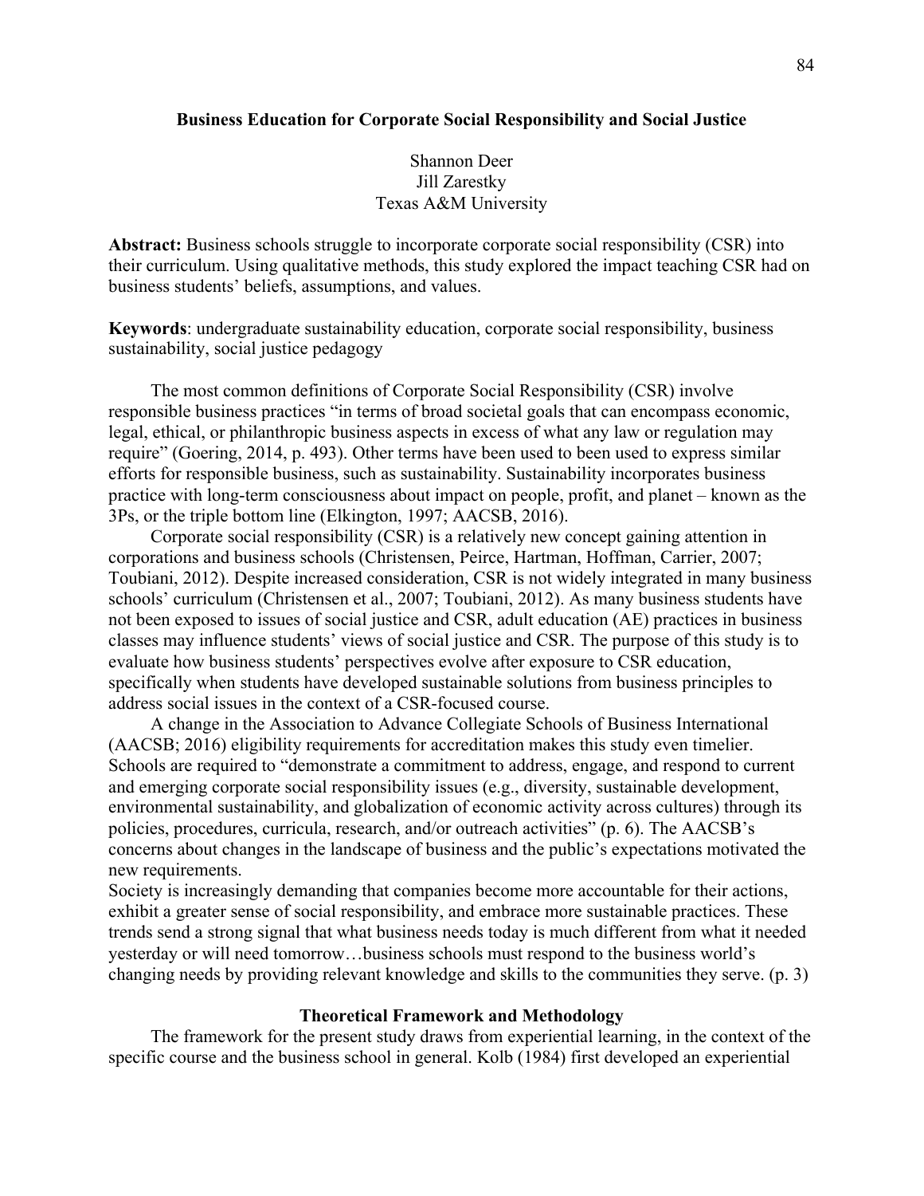## Business Education for Corporate Social Responsibility and Social Justice

Shannon Deer
Jill Zarestky
Texas A&M University

**Abstract:** Business schools struggle to incorporate corporate social responsibility (CSR) into their curriculum. Using qualitative methods, this study explored the impact teaching CSR had on business students' beliefs, assumptions, and values.

**Keywords**: undergraduate sustainability education, corporate social responsibility, business sustainability, social justice pedagogy

The most common definitions of Corporate Social Responsibility (CSR) involve responsible business practices "in terms of broad societal goals that can encompass economic, legal, ethical, or philanthropic business aspects in excess of what any law or regulation may require" (Goering, 2014, p. 493). Other terms have been used to been used to express similar efforts for responsible business, such as sustainability. Sustainability incorporates business practice with long-term consciousness about impact on people, profit, and planet – known as the 3Ps, or the triple bottom line (Elkington, 1997; AACSB, 2016).

Corporate social responsibility (CSR) is a relatively new concept gaining attention in corporations and business schools (Christensen, Peirce, Hartman, Hoffman, Carrier, 2007; Toubiani, 2012). Despite increased consideration, CSR is not widely integrated in many business schools' curriculum (Christensen et al., 2007; Toubiani, 2012). As many business students have not been exposed to issues of social justice and CSR, adult education (AE) practices in business classes may influence students' views of social justice and CSR. The purpose of this study is to evaluate how business students' perspectives evolve after exposure to CSR education, specifically when students have developed sustainable solutions from business principles to address social issues in the context of a CSR-focused course.

A change in the Association to Advance Collegiate Schools of Business International (AACSB; 2016) eligibility requirements for accreditation makes this study even timelier. Schools are required to "demonstrate a commitment to address, engage, and respond to current and emerging corporate social responsibility issues (e.g., diversity, sustainable development, environmental sustainability, and globalization of economic activity across cultures) through its policies, procedures, curricula, research, and/or outreach activities" (p. 6). The AACSB's concerns about changes in the landscape of business and the public's expectations motivated the new requirements.

Society is increasingly demanding that companies become more accountable for their actions, exhibit a greater sense of social responsibility, and embrace more sustainable practices. These trends send a strong signal that what business needs today is much different from what it needed yesterday or will need tomorrow…business schools must respond to the business world's changing needs by providing relevant knowledge and skills to the communities they serve. (p. 3)

### Theoretical Framework and Methodology

The framework for the present study draws from experiential learning, in the context of the specific course and the business school in general. Kolb (1984) first developed an experiential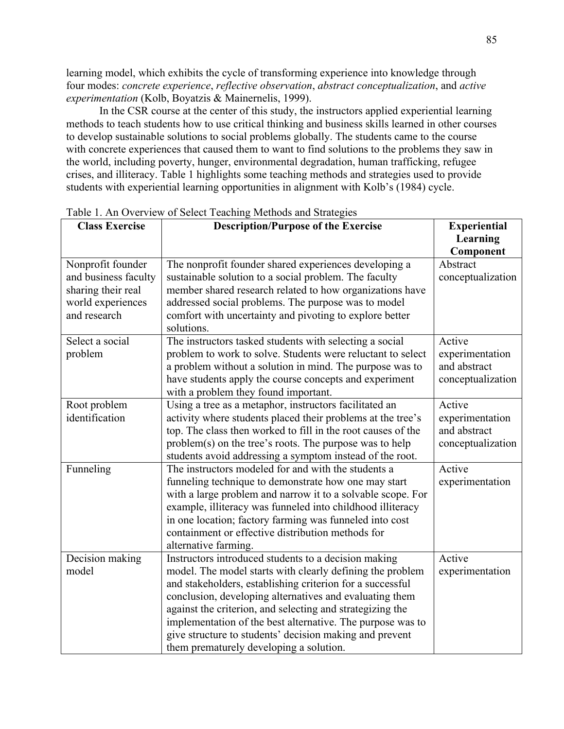learning model, which exhibits the cycle of transforming experience into knowledge through four modes: *concrete experience*, *reflective observation*, *abstract conceptualization*, and *active experimentation* (Kolb, Boyatzis & Mainernelis, 1999).

In the CSR course at the center of this study, the instructors applied experiential learning methods to teach students how to use critical thinking and business skills learned in other courses to develop sustainable solutions to social problems globally. The students came to the course with concrete experiences that caused them to want to find solutions to the problems they saw in the world, including poverty, hunger, environmental degradation, human trafficking, refugee crises, and illiteracy. Table 1 highlights some teaching methods and strategies used to provide students with experiential learning opportunities in alignment with Kolb's (1984) cycle.

Table 1. An Overview of Select Teaching Methods and Strategies

| Class Exercise | Description/Purpose of the Exercise | Experiential Learning Component |
|---|---|---|
| Nonprofit founder and business faculty sharing their real world experiences and research | The nonprofit founder shared experiences developing a sustainable solution to a social problem. The faculty member shared research related to how organizations have addressed social problems. The purpose was to model comfort with uncertainty and pivoting to explore better solutions. | Abstract conceptualization |
| Select a social problem | The instructors tasked students with selecting a social problem to work to solve. Students were reluctant to select a problem without a solution in mind. The purpose was to have students apply the course concepts and experiment with a problem they found important. | Active experimentation and abstract conceptualization |
| Root problem identification | Using a tree as a metaphor, instructors facilitated an activity where students placed their problems at the tree's top. The class then worked to fill in the root causes of the problem(s) on the tree's roots. The purpose was to help students avoid addressing a symptom instead of the root. | Active experimentation and abstract conceptualization |
| Funneling | The instructors modeled for and with the students a funneling technique to demonstrate how one may start with a large problem and narrow it to a solvable scope. For example, illiteracy was funneled into childhood illiteracy in one location; factory farming was funneled into cost containment or effective distribution methods for alternative farming. | Active experimentation |
| Decision making model | Instructors introduced students to a decision making model. The model starts with clearly defining the problem and stakeholders, establishing criterion for a successful conclusion, developing alternatives and evaluating them against the criterion, and selecting and strategizing the implementation of the best alternative. The purpose was to give structure to students' decision making and prevent them prematurely developing a solution. | Active experimentation |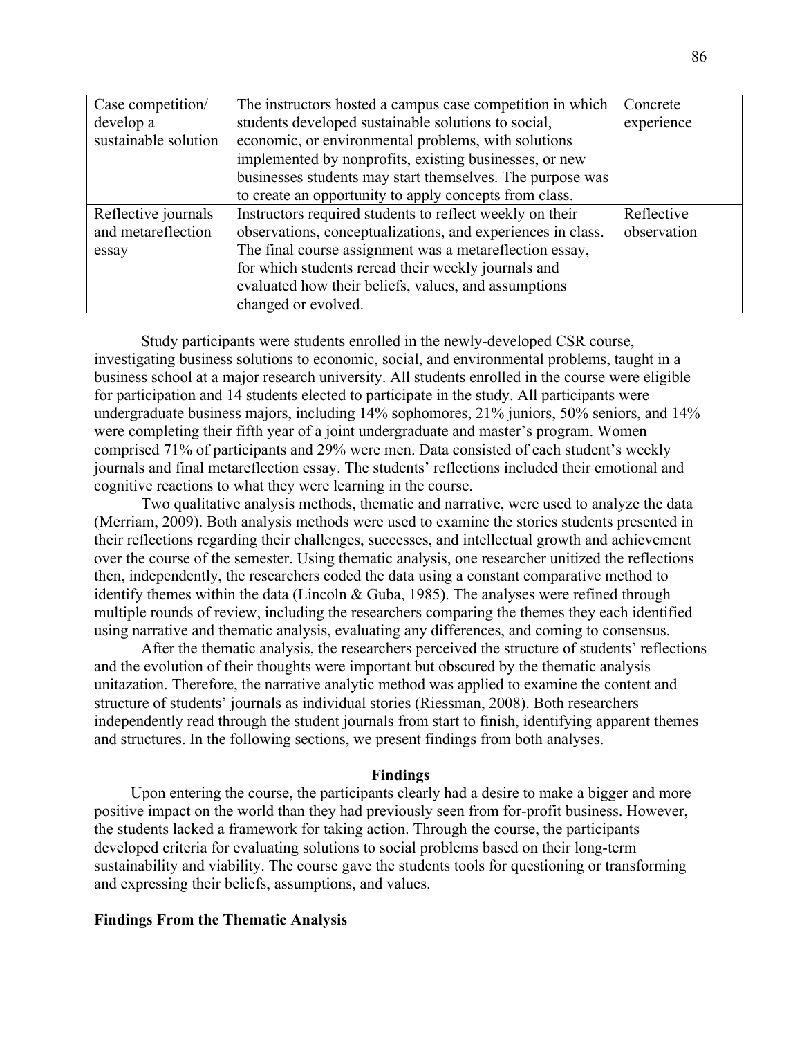| | | |
|---|---|---|
| Case competition/ develop a sustainable solution | The instructors hosted a campus case competition in which students developed sustainable solutions to social, economic, or environmental problems, with solutions implemented by nonprofits, existing businesses, or new businesses students may start themselves. The purpose was to create an opportunity to apply concepts from class. | Concrete experience |
| Reflective journals and metareflection essay | Instructors required students to reflect weekly on their observations, conceptualizations, and experiences in class. The final course assignment was a metareflection essay, for which students reread their weekly journals and evaluated how their beliefs, values, and assumptions changed or evolved. | Reflective observation |

Study participants were students enrolled in the newly-developed CSR course, investigating business solutions to economic, social, and environmental problems, taught in a business school at a major research university. All students enrolled in the course were eligible for participation and 14 students elected to participate in the study. All participants were undergraduate business majors, including 14% sophomores, 21% juniors, 50% seniors, and 14% were completing their fifth year of a joint undergraduate and master's program. Women comprised 71% of participants and 29% were men. Data consisted of each student's weekly journals and final metareflection essay. The students' reflections included their emotional and cognitive reactions to what they were learning in the course.

Two qualitative analysis methods, thematic and narrative, were used to analyze the data (Merriam, 2009). Both analysis methods were used to examine the stories students presented in their reflections regarding their challenges, successes, and intellectual growth and achievement over the course of the semester. Using thematic analysis, one researcher unitized the reflections then, independently, the researchers coded the data using a constant comparative method to identify themes within the data (Lincoln & Guba, 1985). The analyses were refined through multiple rounds of review, including the researchers comparing the themes they each identified using narrative and thematic analysis, evaluating any differences, and coming to consensus.

After the thematic analysis, the researchers perceived the structure of students' reflections and the evolution of their thoughts were important but obscured by the thematic analysis unitazation. Therefore, the narrative analytic method was applied to examine the content and structure of students' journals as individual stories (Riessman, 2008). Both researchers independently read through the student journals from start to finish, identifying apparent themes and structures. In the following sections, we present findings from both analyses.

## Findings

Upon entering the course, the participants clearly had a desire to make a bigger and more positive impact on the world than they had previously seen from for-profit business. However, the students lacked a framework for taking action. Through the course, the participants developed criteria for evaluating solutions to social problems based on their long-term sustainability and viability. The course gave the students tools for questioning or transforming and expressing their beliefs, assumptions, and values.

### Findings From the Thematic Analysis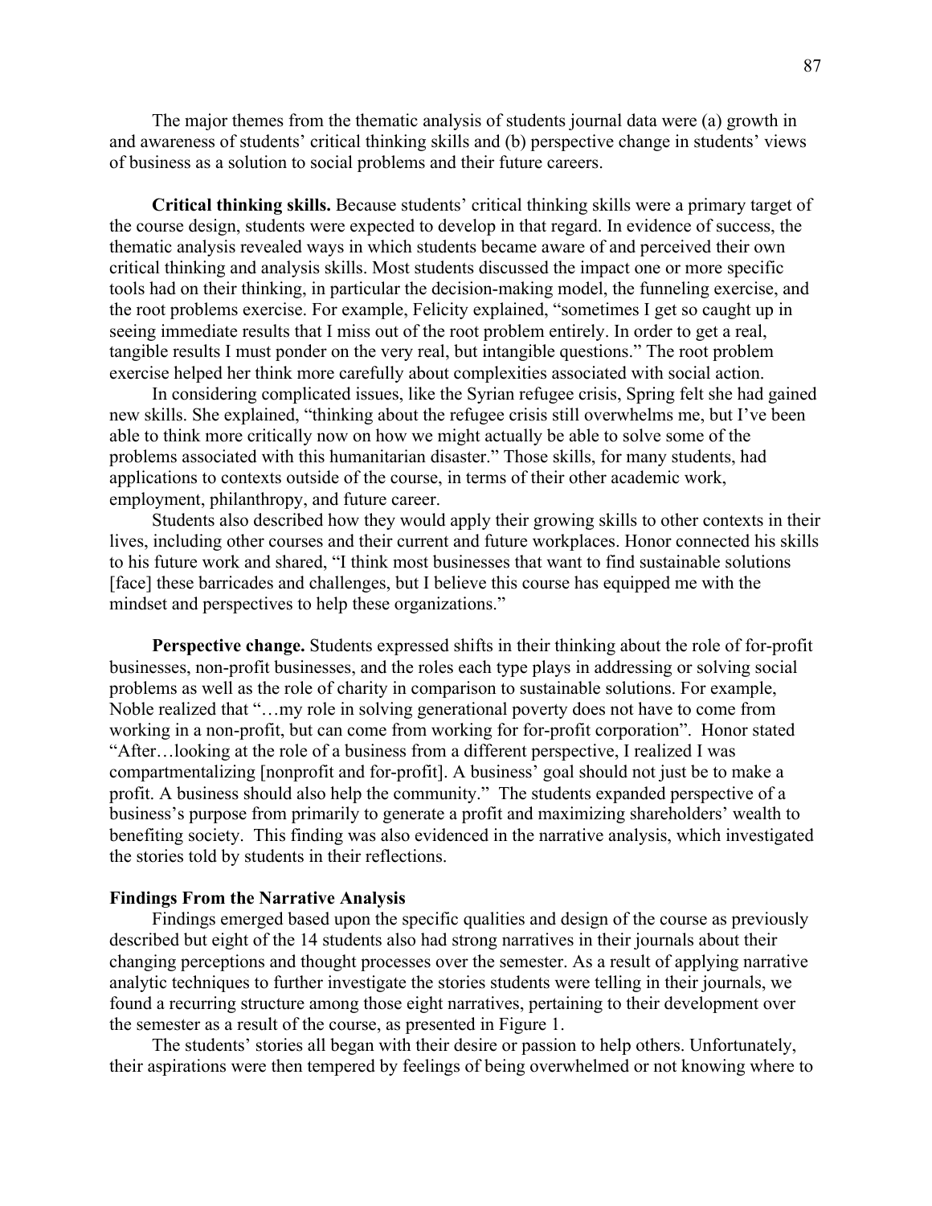The major themes from the thematic analysis of students journal data were (a) growth in and awareness of students' critical thinking skills and (b) perspective change in students' views of business as a solution to social problems and their future careers.

**Critical thinking skills.** Because students' critical thinking skills were a primary target of the course design, students were expected to develop in that regard. In evidence of success, the thematic analysis revealed ways in which students became aware of and perceived their own critical thinking and analysis skills. Most students discussed the impact one or more specific tools had on their thinking, in particular the decision-making model, the funneling exercise, and the root problems exercise. For example, Felicity explained, "sometimes I get so caught up in seeing immediate results that I miss out of the root problem entirely. In order to get a real, tangible results I must ponder on the very real, but intangible questions." The root problem exercise helped her think more carefully about complexities associated with social action.

In considering complicated issues, like the Syrian refugee crisis, Spring felt she had gained new skills. She explained, "thinking about the refugee crisis still overwhelms me, but I've been able to think more critically now on how we might actually be able to solve some of the problems associated with this humanitarian disaster." Those skills, for many students, had applications to contexts outside of the course, in terms of their other academic work, employment, philanthropy, and future career.

Students also described how they would apply their growing skills to other contexts in their lives, including other courses and their current and future workplaces. Honor connected his skills to his future work and shared, "I think most businesses that want to find sustainable solutions [face] these barricades and challenges, but I believe this course has equipped me with the mindset and perspectives to help these organizations."

**Perspective change.** Students expressed shifts in their thinking about the role of for-profit businesses, non-profit businesses, and the roles each type plays in addressing or solving social problems as well as the role of charity in comparison to sustainable solutions. For example, Noble realized that "…my role in solving generational poverty does not have to come from working in a non-profit, but can come from working for for-profit corporation". Honor stated "After…looking at the role of a business from a different perspective, I realized I was compartmentalizing [nonprofit and for-profit]. A business' goal should not just be to make a profit. A business should also help the community." The students expanded perspective of a business's purpose from primarily to generate a profit and maximizing shareholders' wealth to benefiting society. This finding was also evidenced in the narrative analysis, which investigated the stories told by students in their reflections.

### Findings From the Narrative Analysis

Findings emerged based upon the specific qualities and design of the course as previously described but eight of the 14 students also had strong narratives in their journals about their changing perceptions and thought processes over the semester. As a result of applying narrative analytic techniques to further investigate the stories students were telling in their journals, we found a recurring structure among those eight narratives, pertaining to their development over the semester as a result of the course, as presented in Figure 1.

The students' stories all began with their desire or passion to help others. Unfortunately, their aspirations were then tempered by feelings of being overwhelmed or not knowing where to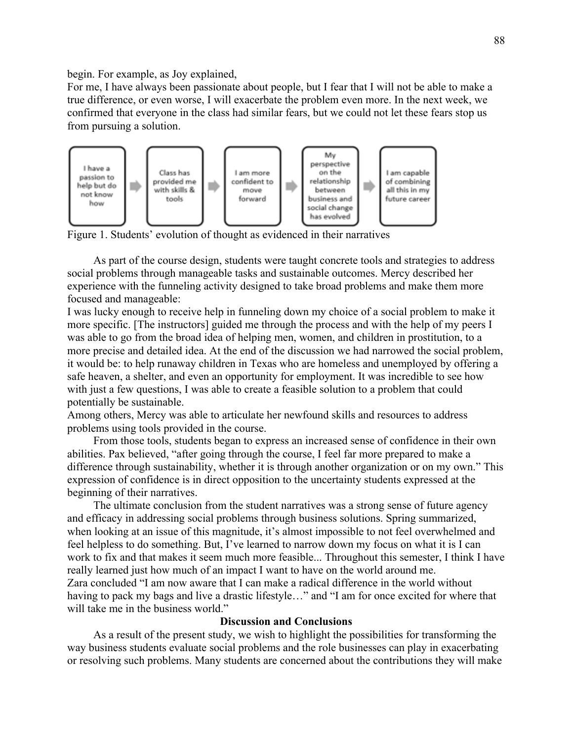begin. For example, as Joy explained,

For me, I have always been passionate about people, but I fear that I will not be able to make a true difference, or even worse, I will exacerbate the problem even more. In the next week, we confirmed that everyone in the class had similar fears, but we could not let these fears stop us from pursuing a solution.

I have a passion to help but do not know how → Class has provided me with skills & tools → I am more confident to move forward → My perspective on the relationship between business and social change has evolved → I am capable of combining all this in my future career

Figure 1. Students' evolution of thought as evidenced in their narratives

As part of the course design, students were taught concrete tools and strategies to address social problems through manageable tasks and sustainable outcomes. Mercy described her experience with the funneling activity designed to take broad problems and make them more focused and manageable:

I was lucky enough to receive help in funneling down my choice of a social problem to make it more specific. [The instructors] guided me through the process and with the help of my peers I was able to go from the broad idea of helping men, women, and children in prostitution, to a more precise and detailed idea. At the end of the discussion we had narrowed the social problem, it would be: to help runaway children in Texas who are homeless and unemployed by offering a safe heaven, a shelter, and even an opportunity for employment. It was incredible to see how with just a few questions, I was able to create a feasible solution to a problem that could potentially be sustainable.

Among others, Mercy was able to articulate her newfound skills and resources to address problems using tools provided in the course.

From those tools, students began to express an increased sense of confidence in their own abilities. Pax believed, "after going through the course, I feel far more prepared to make a difference through sustainability, whether it is through another organization or on my own." This expression of confidence is in direct opposition to the uncertainty students expressed at the beginning of their narratives.

The ultimate conclusion from the student narratives was a strong sense of future agency and efficacy in addressing social problems through business solutions. Spring summarized,

when looking at an issue of this magnitude, it's almost impossible to not feel overwhelmed and feel helpless to do something. But, I've learned to narrow down my focus on what it is I can work to fix and that makes it seem much more feasible... Throughout this semester, I think I have really learned just how much of an impact I want to have on the world around me.

Zara concluded "I am now aware that I can make a radical difference in the world without having to pack my bags and live a drastic lifestyle…" and "I am for once excited for where that will take me in the business world."

## Discussion and Conclusions

As a result of the present study, we wish to highlight the possibilities for transforming the way business students evaluate social problems and the role businesses can play in exacerbating or resolving such problems. Many students are concerned about the contributions they will make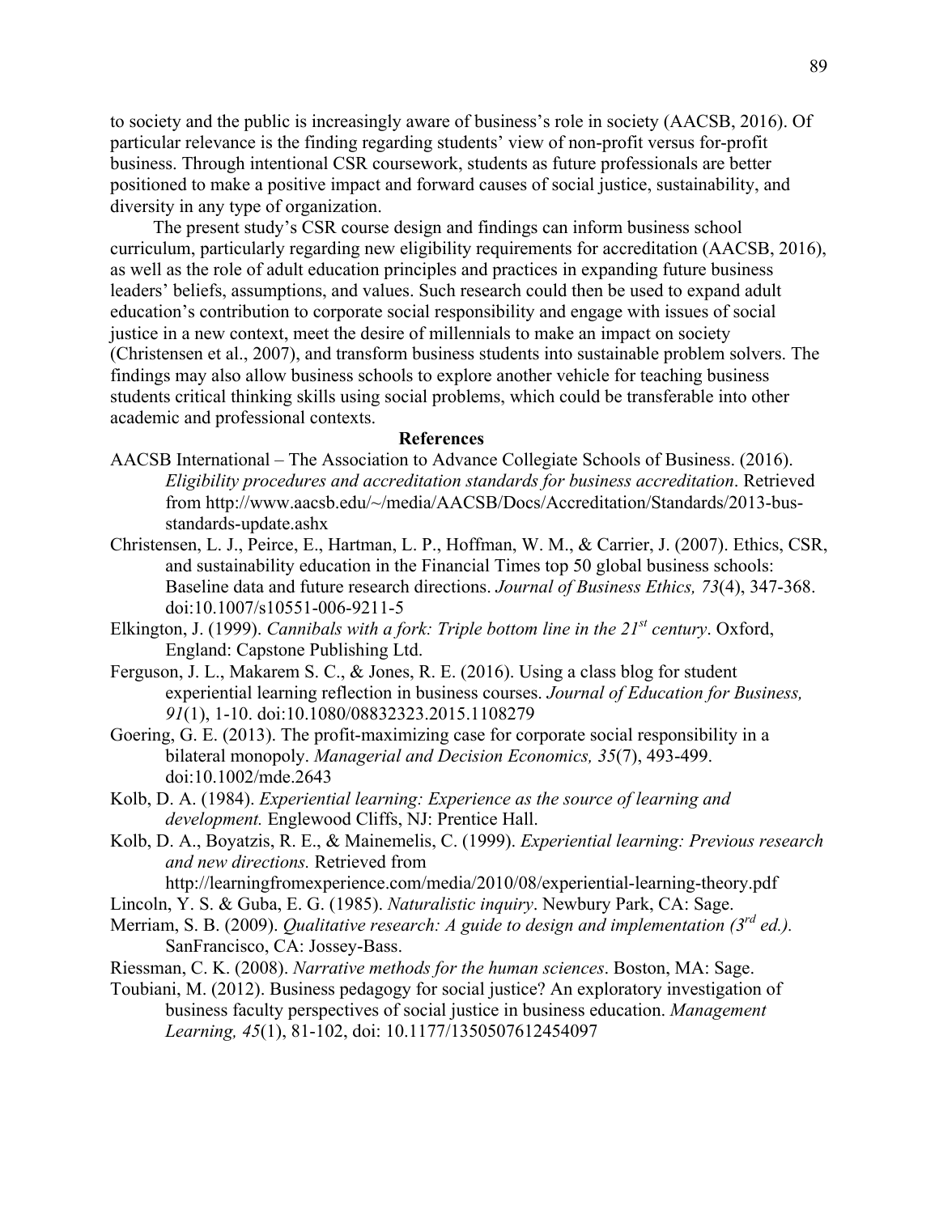to society and the public is increasingly aware of business's role in society (AACSB, 2016). Of particular relevance is the finding regarding students' view of non-profit versus for-profit business. Through intentional CSR coursework, students as future professionals are better positioned to make a positive impact and forward causes of social justice, sustainability, and diversity in any type of organization.

The present study's CSR course design and findings can inform business school curriculum, particularly regarding new eligibility requirements for accreditation (AACSB, 2016), as well as the role of adult education principles and practices in expanding future business leaders' beliefs, assumptions, and values. Such research could then be used to expand adult education's contribution to corporate social responsibility and engage with issues of social justice in a new context, meet the desire of millennials to make an impact on society (Christensen et al., 2007), and transform business students into sustainable problem solvers. The findings may also allow business schools to explore another vehicle for teaching business students critical thinking skills using social problems, which could be transferable into other academic and professional contexts.

## References

AACSB International – The Association to Advance Collegiate Schools of Business. (2016). *Eligibility procedures and accreditation standards for business accreditation*. Retrieved from http://www.aacsb.edu/~/media/AACSB/Docs/Accreditation/Standards/2013-bus-standards-update.ashx

Christensen, L. J., Peirce, E., Hartman, L. P., Hoffman, W. M., & Carrier, J. (2007). Ethics, CSR, and sustainability education in the Financial Times top 50 global business schools: Baseline data and future research directions. *Journal of Business Ethics, 73*(4), 347-368. doi:10.1007/s10551-006-9211-5

Elkington, J. (1999). *Cannibals with a fork: Triple bottom line in the 21st century*. Oxford, England: Capstone Publishing Ltd.

Ferguson, J. L., Makarem S. C., & Jones, R. E. (2016). Using a class blog for student experiential learning reflection in business courses. *Journal of Education for Business, 91*(1), 1-10. doi:10.1080/08832323.2015.1108279

Goering, G. E. (2013). The profit-maximizing case for corporate social responsibility in a bilateral monopoly. *Managerial and Decision Economics, 35*(7), 493-499. doi:10.1002/mde.2643

Kolb, D. A. (1984). *Experiential learning: Experience as the source of learning and development.* Englewood Cliffs, NJ: Prentice Hall.

Kolb, D. A., Boyatzis, R. E., & Mainemelis, C. (1999). *Experiential learning: Previous research and new directions.* Retrieved from http://learningfromexperience.com/media/2010/08/experiential-learning-theory.pdf

Lincoln, Y. S. & Guba, E. G. (1985). *Naturalistic inquiry*. Newbury Park, CA: Sage.

Merriam, S. B. (2009). *Qualitative research: A guide to design and implementation (3rd ed.).* SanFrancisco, CA: Jossey-Bass.

Riessman, C. K. (2008). *Narrative methods for the human sciences*. Boston, MA: Sage.

Toubiani, M. (2012). Business pedagogy for social justice? An exploratory investigation of business faculty perspectives of social justice in business education. *Management Learning, 45*(1), 81-102, doi: 10.1177/1350507612454097